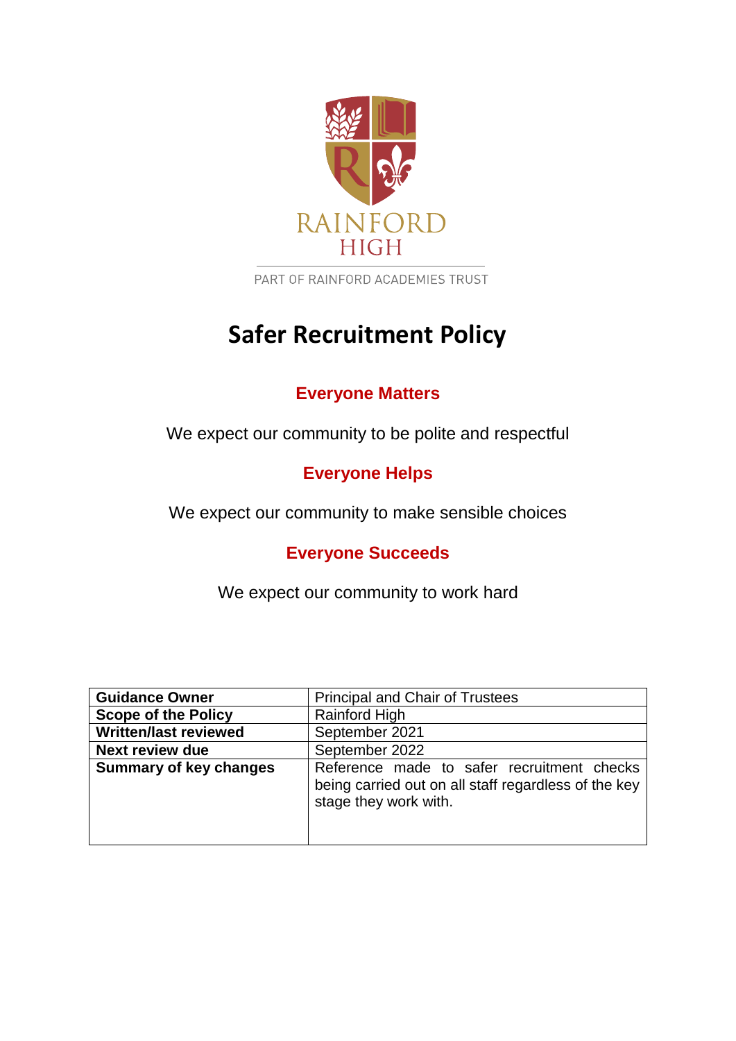RAINFORD HIGH

PART OF RAINFORD ACADEMIES TRUST

# Safer Recruitment Policy

## Everyone Matters

We expect our community to be polite and respectful

## Everyone Helps

We expect our community to make sensible choices

## Everyone Succeeds

We expect our community to work hard

| **Guidance Owner** | Principal and Chair of Trustees |
|---|---|
| **Scope of the Policy** | Rainford High |
| **Written/last reviewed** | September 2021 |
| **Next review due** | September 2022 |
| **Summary of key changes** | Reference made to safer recruitment checks being carried out on all staff regardless of the key stage they work with. |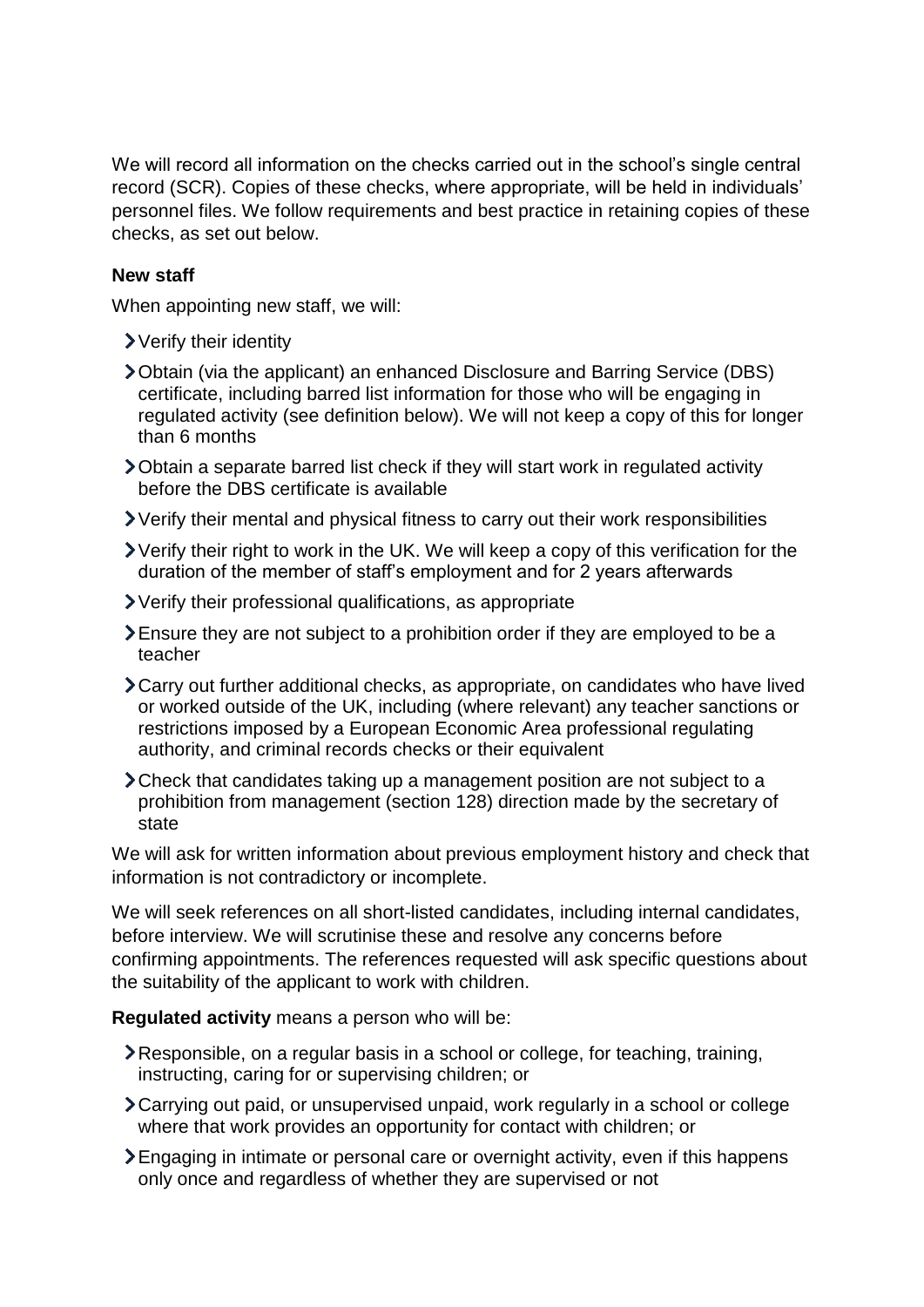We will record all information on the checks carried out in the school's single central record (SCR). Copies of these checks, where appropriate, will be held in individuals' personnel files. We follow requirements and best practice in retaining copies of these checks, as set out below.

**New staff**

When appointing new staff, we will:

- Verify their identity
- Obtain (via the applicant) an enhanced Disclosure and Barring Service (DBS) certificate, including barred list information for those who will be engaging in regulated activity (see definition below). We will not keep a copy of this for longer than 6 months
- Obtain a separate barred list check if they will start work in regulated activity before the DBS certificate is available
- Verify their mental and physical fitness to carry out their work responsibilities
- Verify their right to work in the UK. We will keep a copy of this verification for the duration of the member of staff's employment and for 2 years afterwards
- Verify their professional qualifications, as appropriate
- Ensure they are not subject to a prohibition order if they are employed to be a teacher
- Carry out further additional checks, as appropriate, on candidates who have lived or worked outside of the UK, including (where relevant) any teacher sanctions or restrictions imposed by a European Economic Area professional regulating authority, and criminal records checks or their equivalent
- Check that candidates taking up a management position are not subject to a prohibition from management (section 128) direction made by the secretary of state

We will ask for written information about previous employment history and check that information is not contradictory or incomplete.

We will seek references on all short-listed candidates, including internal candidates, before interview. We will scrutinise these and resolve any concerns before confirming appointments. The references requested will ask specific questions about the suitability of the applicant to work with children.

**Regulated activity** means a person who will be:

- Responsible, on a regular basis in a school or college, for teaching, training, instructing, caring for or supervising children; or
- Carrying out paid, or unsupervised unpaid, work regularly in a school or college where that work provides an opportunity for contact with children; or
- Engaging in intimate or personal care or overnight activity, even if this happens only once and regardless of whether they are supervised or not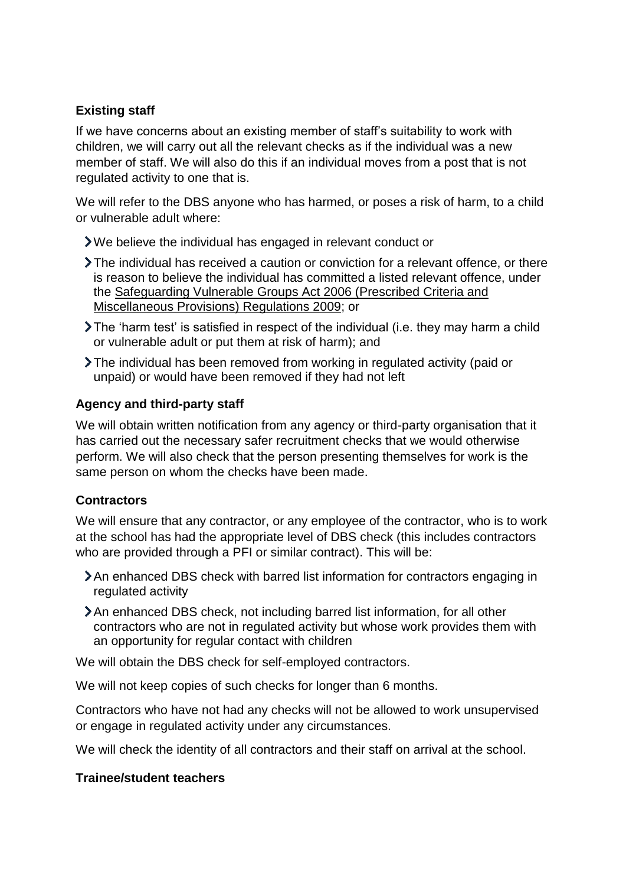### Existing staff

If we have concerns about an existing member of staff's suitability to work with children, we will carry out all the relevant checks as if the individual was a new member of staff. We will also do this if an individual moves from a post that is not regulated activity to one that is.

We will refer to the DBS anyone who has harmed, or poses a risk of harm, to a child or vulnerable adult where:

- We believe the individual has engaged in relevant conduct or
- The individual has received a caution or conviction for a relevant offence, or there is reason to believe the individual has committed a listed relevant offence, under the Safeguarding Vulnerable Groups Act 2006 (Prescribed Criteria and Miscellaneous Provisions) Regulations 2009; or
- The 'harm test' is satisfied in respect of the individual (i.e. they may harm a child or vulnerable adult or put them at risk of harm); and
- The individual has been removed from working in regulated activity (paid or unpaid) or would have been removed if they had not left

### Agency and third-party staff

We will obtain written notification from any agency or third-party organisation that it has carried out the necessary safer recruitment checks that we would otherwise perform. We will also check that the person presenting themselves for work is the same person on whom the checks have been made.

### Contractors

We will ensure that any contractor, or any employee of the contractor, who is to work at the school has had the appropriate level of DBS check (this includes contractors who are provided through a PFI or similar contract). This will be:

- An enhanced DBS check with barred list information for contractors engaging in regulated activity
- An enhanced DBS check, not including barred list information, for all other contractors who are not in regulated activity but whose work provides them with an opportunity for regular contact with children

We will obtain the DBS check for self-employed contractors.

We will not keep copies of such checks for longer than 6 months.

Contractors who have not had any checks will not be allowed to work unsupervised or engage in regulated activity under any circumstances.

We will check the identity of all contractors and their staff on arrival at the school.

### Trainee/student teachers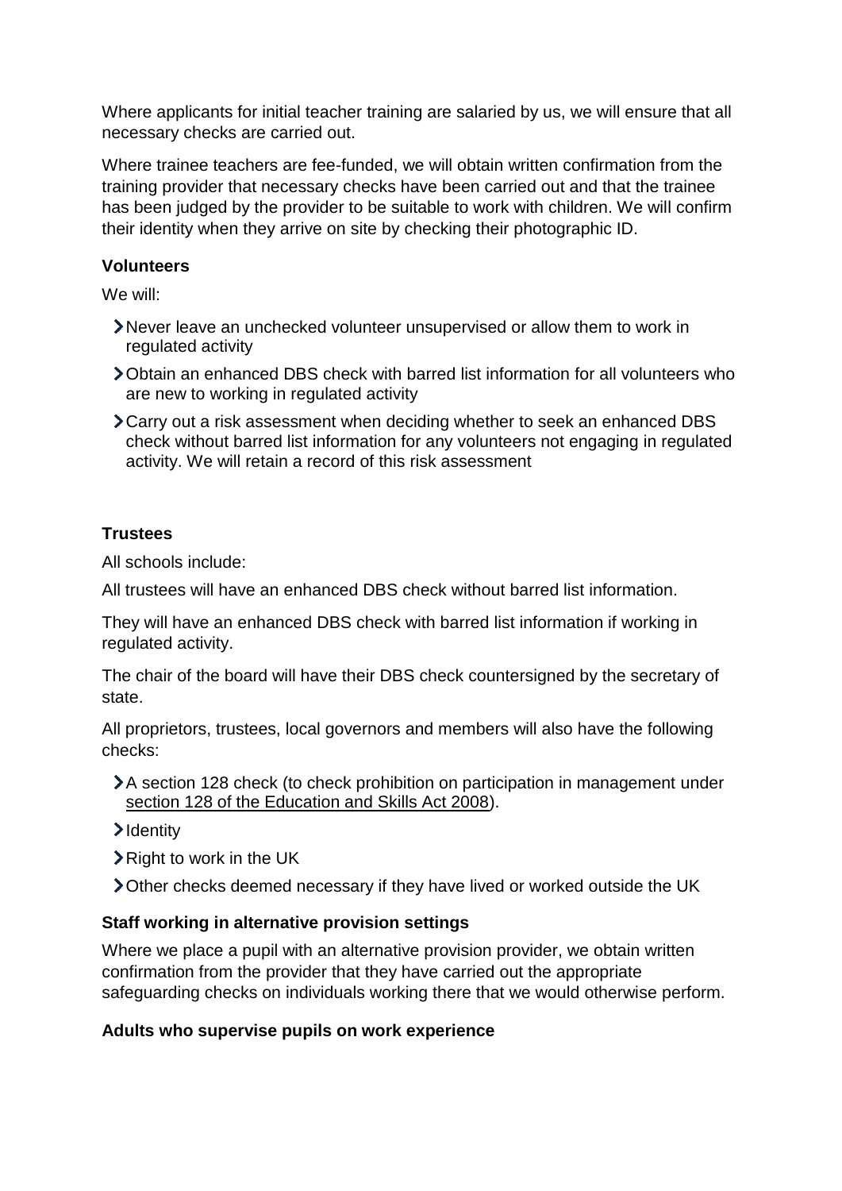Where applicants for initial teacher training are salaried by us, we will ensure that all necessary checks are carried out.

Where trainee teachers are fee-funded, we will obtain written confirmation from the training provider that necessary checks have been carried out and that the trainee has been judged by the provider to be suitable to work with children. We will confirm their identity when they arrive on site by checking their photographic ID.

**Volunteers**

We will:

- Never leave an unchecked volunteer unsupervised or allow them to work in regulated activity
- Obtain an enhanced DBS check with barred list information for all volunteers who are new to working in regulated activity
- Carry out a risk assessment when deciding whether to seek an enhanced DBS check without barred list information for any volunteers not engaging in regulated activity. We will retain a record of this risk assessment

**Trustees**

All schools include:

All trustees will have an enhanced DBS check without barred list information.

They will have an enhanced DBS check with barred list information if working in regulated activity.

The chair of the board will have their DBS check countersigned by the secretary of state.

All proprietors, trustees, local governors and members will also have the following checks:

- A section 128 check (to check prohibition on participation in management under section 128 of the Education and Skills Act 2008).
- Identity
- Right to work in the UK
- Other checks deemed necessary if they have lived or worked outside the UK

**Staff working in alternative provision settings**

Where we place a pupil with an alternative provision provider, we obtain written confirmation from the provider that they have carried out the appropriate safeguarding checks on individuals working there that we would otherwise perform.

**Adults who supervise pupils on work experience**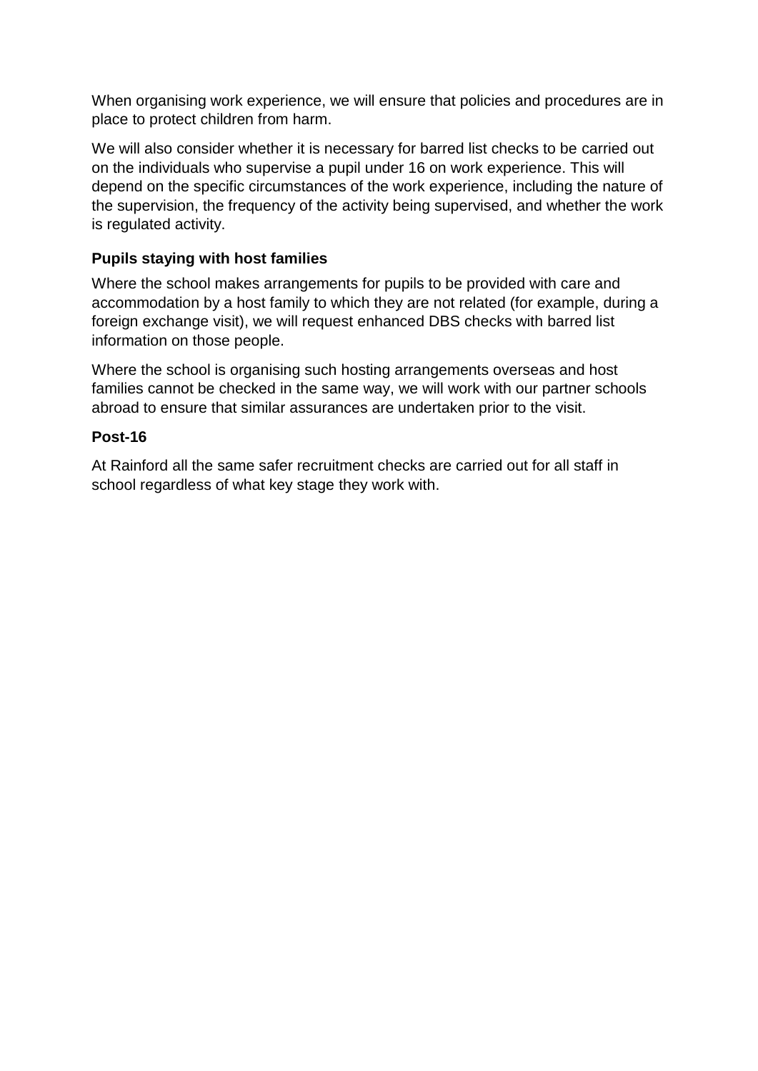When organising work experience, we will ensure that policies and procedures are in place to protect children from harm.

We will also consider whether it is necessary for barred list checks to be carried out on the individuals who supervise a pupil under 16 on work experience. This will depend on the specific circumstances of the work experience, including the nature of the supervision, the frequency of the activity being supervised, and whether the work is regulated activity.

**Pupils staying with host families**

Where the school makes arrangements for pupils to be provided with care and accommodation by a host family to which they are not related (for example, during a foreign exchange visit), we will request enhanced DBS checks with barred list information on those people.

Where the school is organising such hosting arrangements overseas and host families cannot be checked in the same way, we will work with our partner schools abroad to ensure that similar assurances are undertaken prior to the visit.

**Post-16**

At Rainford all the same safer recruitment checks are carried out for all staff in school regardless of what key stage they work with.